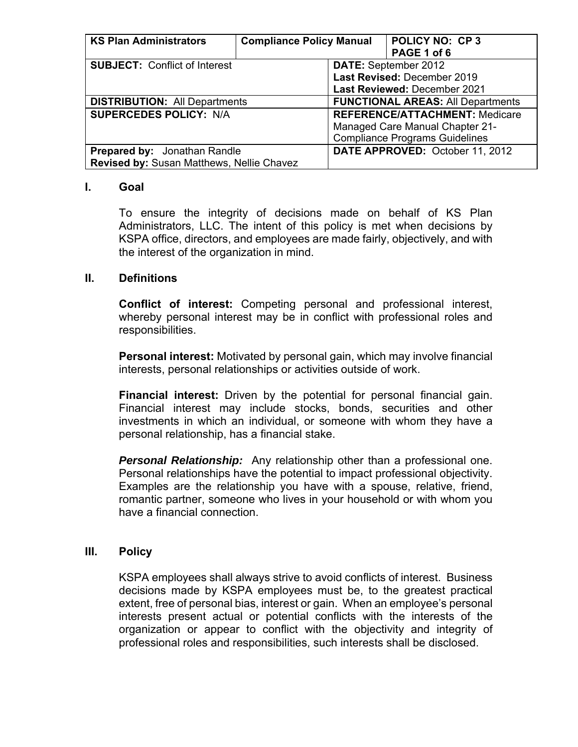| KS Plan Administrators | Compliance Policy Manual | POLICY NO: CP 3<br>PAGE 1 of 6 |
|---|---|---|
| **SUBJECT:** Conflict of Interest | | **DATE:** September 2012<br>**Last Revised:** December 2019<br>**Last Reviewed:** December 2021 |
| **DISTRIBUTION:** All Departments | | **FUNCTIONAL AREAS:** All Departments |
| **SUPERCEDES POLICY:** N/A | | **REFERENCE/ATTACHMENT:** Medicare Managed Care Manual Chapter 21-Compliance Programs Guidelines |
| **Prepared by:** Jonathan Randle<br>**Revised by:** Susan Matthews, Nellie Chavez | | **DATE APPROVED:** October 11, 2012 |

## I. Goal

To ensure the integrity of decisions made on behalf of KS Plan Administrators, LLC. The intent of this policy is met when decisions by KSPA office, directors, and employees are made fairly, objectively, and with the interest of the organization in mind.

## II. Definitions

**Conflict of interest:** Competing personal and professional interest, whereby personal interest may be in conflict with professional roles and responsibilities.

**Personal interest:** Motivated by personal gain, which may involve financial interests, personal relationships or activities outside of work.

**Financial interest:** Driven by the potential for personal financial gain. Financial interest may include stocks, bonds, securities and other investments in which an individual, or someone with whom they have a personal relationship, has a financial stake.

***Personal Relationship:*** Any relationship other than a professional one. Personal relationships have the potential to impact professional objectivity. Examples are the relationship you have with a spouse, relative, friend, romantic partner, someone who lives in your household or with whom you have a financial connection.

## III. Policy

KSPA employees shall always strive to avoid conflicts of interest. Business decisions made by KSPA employees must be, to the greatest practical extent, free of personal bias, interest or gain. When an employee's personal interests present actual or potential conflicts with the interests of the organization or appear to conflict with the objectivity and integrity of professional roles and responsibilities, such interests shall be disclosed.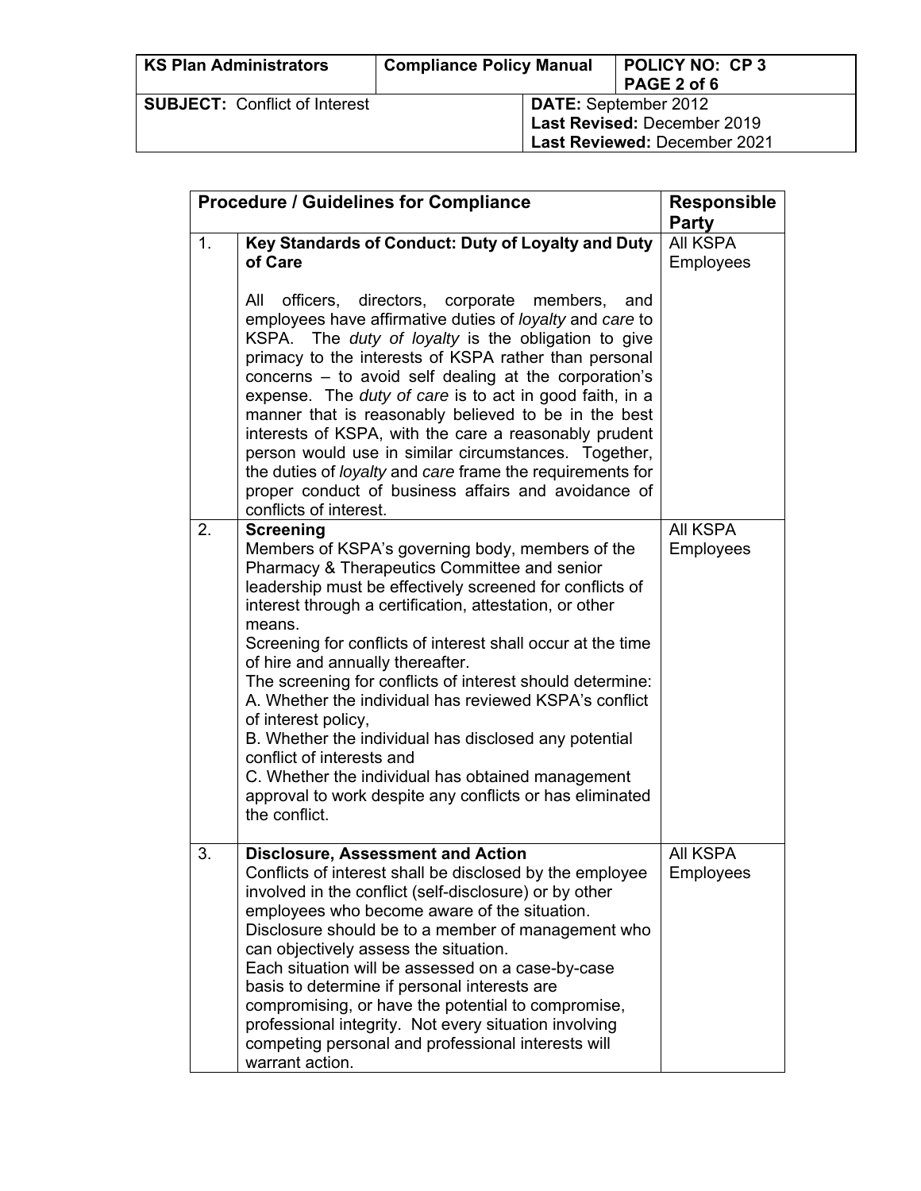| KS Plan Administrators | Compliance Policy Manual | POLICY NO: CP 3 |
|---|---|---|
| **SUBJECT:** Conflict of Interest | | **DATE:** September 2012<br>**Last Revised:** December 2019<br>**Last Reviewed:** December 2021 |

| Procedure / Guidelines for Compliance | | Responsible Party |
|---|---|---|
| 1. | **Key Standards of Conduct: Duty of Loyalty and Duty of Care**<br><br>All officers, directors, corporate members, and employees have affirmative duties of *loyalty* and *care* to KSPA. The *duty of loyalty* is the obligation to give primacy to the interests of KSPA rather than personal concerns – to avoid self dealing at the corporation's expense. The *duty of care* is to act in good faith, in a manner that is reasonably believed to be in the best interests of KSPA, with the care a reasonably prudent person would use in similar circumstances. Together, the duties of *loyalty* and *care* frame the requirements for proper conduct of business affairs and avoidance of conflicts of interest. | All KSPA Employees |
| 2. | **Screening**<br>Members of KSPA's governing body, members of the Pharmacy & Therapeutics Committee and senior leadership must be effectively screened for conflicts of interest through a certification, attestation, or other means.<br>Screening for conflicts of interest shall occur at the time of hire and annually thereafter.<br>The screening for conflicts of interest should determine:<br>A. Whether the individual has reviewed KSPA's conflict of interest policy,<br>B. Whether the individual has disclosed any potential conflict of interests and<br>C. Whether the individual has obtained management approval to work despite any conflicts or has eliminated the conflict. | All KSPA Employees |
| 3. | **Disclosure, Assessment and Action**<br>Conflicts of interest shall be disclosed by the employee involved in the conflict (self-disclosure) or by other employees who become aware of the situation.<br>Disclosure should be to a member of management who can objectively assess the situation.<br>Each situation will be assessed on a case-by-case basis to determine if personal interests are compromising, or have the potential to compromise, professional integrity. Not every situation involving competing personal and professional interests will warrant action. | All KSPA Employees |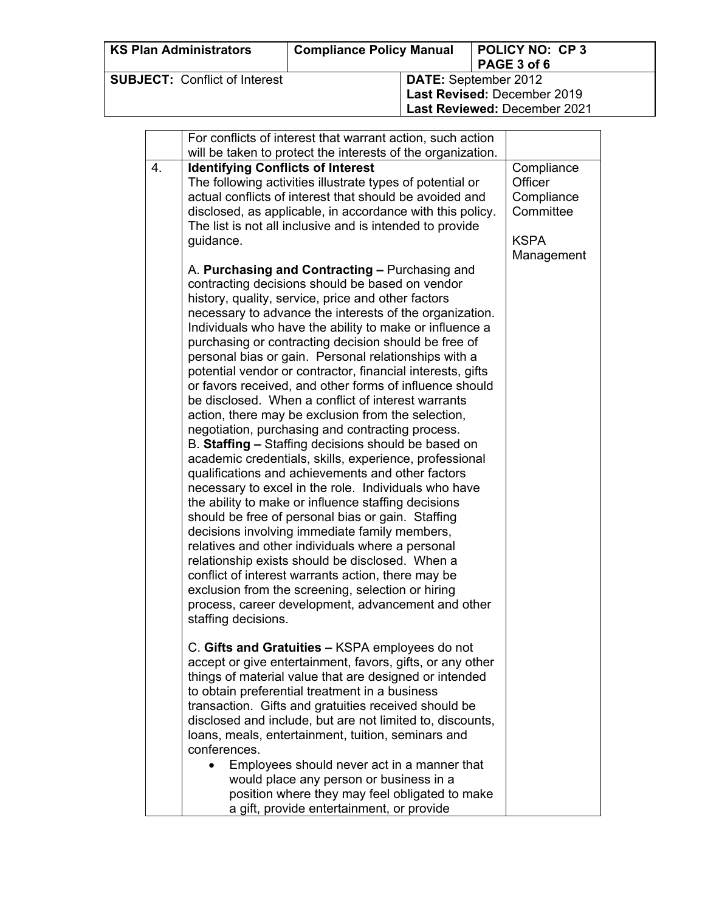| KS Plan Administrators | Compliance Policy Manual | POLICY NO: CP 3 PAGE 3 of 6 |
|---|---|---|
| **SUBJECT:** Conflict of Interest | | **DATE:** September 2012 **Last Revised:** December 2019 **Last Reviewed:** December 2021 |

| | | |
|---|---|---|
| | For conflicts of interest that warrant action, such action will be taken to protect the interests of the organization. | |
| 4. | **Identifying Conflicts of Interest**<br>The following activities illustrate types of potential or actual conflicts of interest that should be avoided and disclosed, as applicable, in accordance with this policy. The list is not all inclusive and is intended to provide guidance.<br><br>A. **Purchasing and Contracting –** Purchasing and contracting decisions should be based on vendor history, quality, service, price and other factors necessary to advance the interests of the organization. Individuals who have the ability to make or influence a purchasing or contracting decision should be free of personal bias or gain. Personal relationships with a potential vendor or contractor, financial interests, gifts or favors received, and other forms of influence should be disclosed. When a conflict of interest warrants action, there may be exclusion from the selection, negotiation, purchasing and contracting process.<br>B. **Staffing –** Staffing decisions should be based on academic credentials, skills, experience, professional qualifications and achievements and other factors necessary to excel in the role. Individuals who have the ability to make or influence staffing decisions should be free of personal bias or gain. Staffing decisions involving immediate family members, relatives and other individuals where a personal relationship exists should be disclosed. When a conflict of interest warrants action, there may be exclusion from the screening, selection or hiring process, career development, advancement and other staffing decisions.<br><br>C. **Gifts and Gratuities –** KSPA employees do not accept or give entertainment, favors, gifts, or any other things of material value that are designed or intended to obtain preferential treatment in a business transaction. Gifts and gratuities received should be disclosed and include, but are not limited to, discounts, loans, meals, entertainment, tuition, seminars and conferences.<br>• Employees should never act in a manner that would place any person or business in a position where they may feel obligated to make a gift, provide entertainment, or provide | Compliance Officer<br>Compliance Committee<br><br>KSPA Management |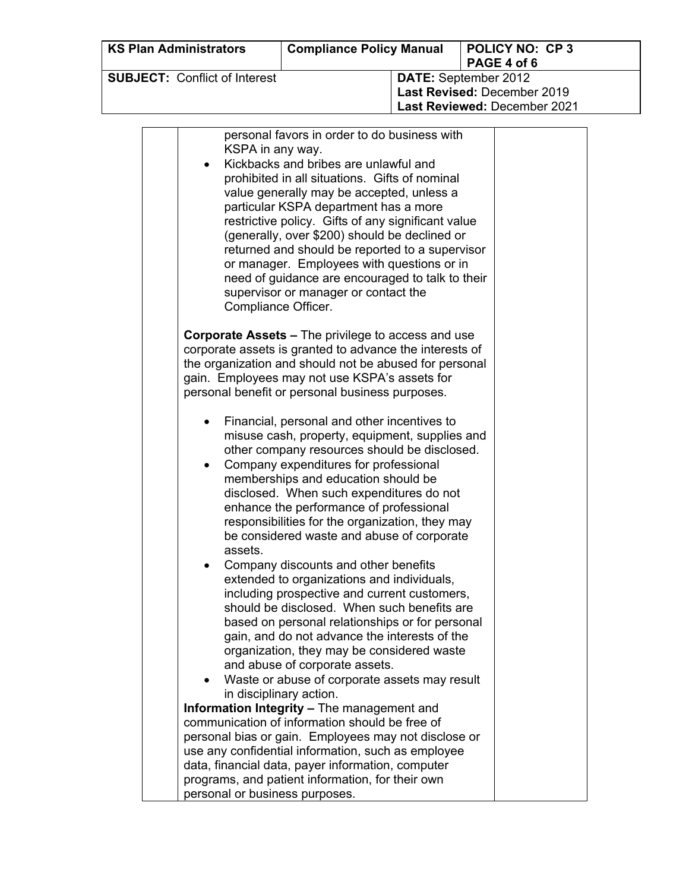- personal favors in order to do business with KSPA in any way.
- Kickbacks and bribes are unlawful and prohibited in all situations. Gifts of nominal value generally may be accepted, unless a particular KSPA department has a more restrictive policy. Gifts of any significant value (generally, over $200) should be declined or returned and should be reported to a supervisor or manager. Employees with questions or in need of guidance are encouraged to talk to their supervisor or manager or contact the Compliance Officer.

**Corporate Assets –** The privilege to access and use corporate assets is granted to advance the interests of the organization and should not be abused for personal gain. Employees may not use KSPA's assets for personal benefit or personal business purposes.

- Financial, personal and other incentives to misuse cash, property, equipment, supplies and other company resources should be disclosed.
- Company expenditures for professional memberships and education should be disclosed. When such expenditures do not enhance the performance of professional responsibilities for the organization, they may be considered waste and abuse of corporate assets.
- Company discounts and other benefits extended to organizations and individuals, including prospective and current customers, should be disclosed. When such benefits are based on personal relationships or for personal gain, and do not advance the interests of the organization, they may be considered waste and abuse of corporate assets.
- Waste or abuse of corporate assets may result in disciplinary action.

**Information Integrity –** The management and communication of information should be free of personal bias or gain. Employees may not disclose or use any confidential information, such as employee data, financial data, payer information, computer programs, and patient information, for their own personal or business purposes.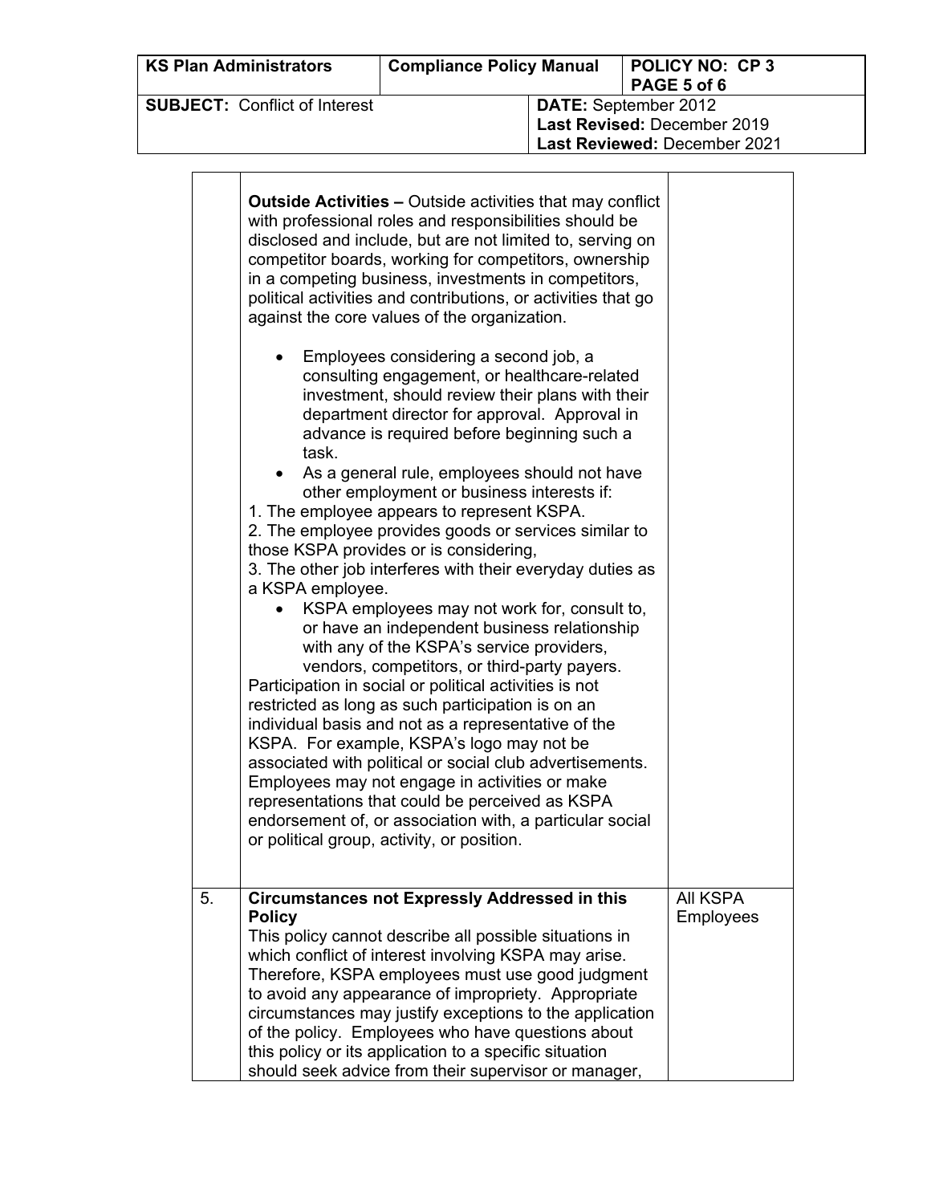| KS Plan Administrators | Compliance Policy Manual | POLICY NO: CP 3 PAGE 5 of 6 |
|---|---|---|
| **SUBJECT:** Conflict of Interest | **DATE:** September 2012<br>**Last Revised:** December 2019<br>**Last Reviewed:** December 2021 | |

| | | |
|---|---|---|
| | **Outside Activities –** Outside activities that may conflict with professional roles and responsibilities should be disclosed and include, but are not limited to, serving on competitor boards, working for competitors, ownership in a competing business, investments in competitors, political activities and contributions, or activities that go against the core values of the organization.<br><br>• Employees considering a second job, a consulting engagement, or healthcare-related investment, should review their plans with their department director for approval. Approval in advance is required before beginning such a task.<br>• As a general rule, employees should not have other employment or business interests if:<br>1. The employee appears to represent KSPA.<br>2. The employee provides goods or services similar to those KSPA provides or is considering,<br>3. The other job interferes with their everyday duties as a KSPA employee.<br>• KSPA employees may not work for, consult to, or have an independent business relationship with any of the KSPA's service providers, vendors, competitors, or third-party payers.<br>Participation in social or political activities is not restricted as long as such participation is on an individual basis and not as a representative of the KSPA. For example, KSPA's logo may not be associated with political or social club advertisements. Employees may not engage in activities or make representations that could be perceived as KSPA endorsement of, or association with, a particular social or political group, activity, or position. | |
| 5. | **Circumstances not Expressly Addressed in this Policy**<br>This policy cannot describe all possible situations in which conflict of interest involving KSPA may arise. Therefore, KSPA employees must use good judgment to avoid any appearance of impropriety. Appropriate circumstances may justify exceptions to the application of the policy. Employees who have questions about this policy or its application to a specific situation should seek advice from their supervisor or manager, | All KSPA Employees |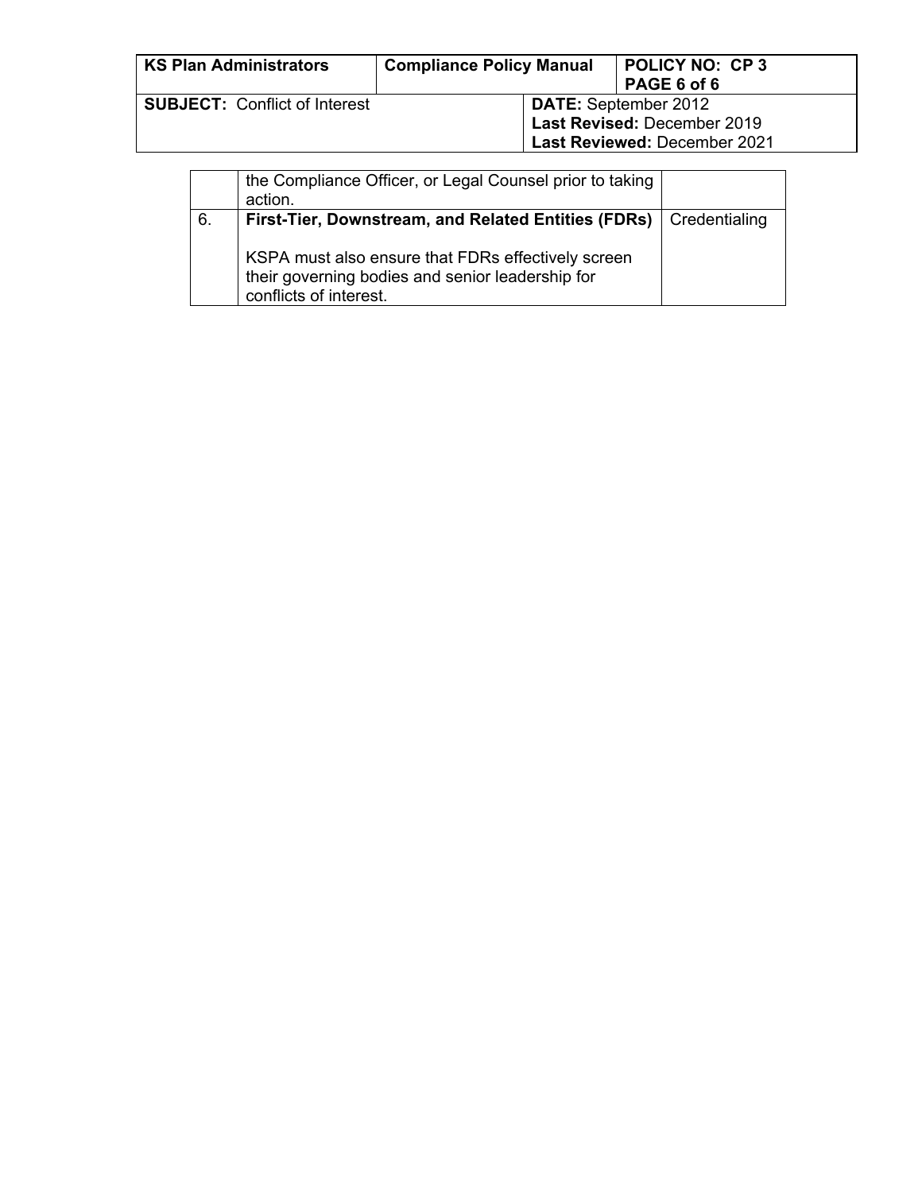| | | |
|---|---|---|
| | the Compliance Officer, or Legal Counsel prior to taking action. | |
| 6. | **First-Tier, Downstream, and Related Entities (FDRs)**<br><br>KSPA must also ensure that FDRs effectively screen their governing bodies and senior leadership for conflicts of interest. | Credentialing |